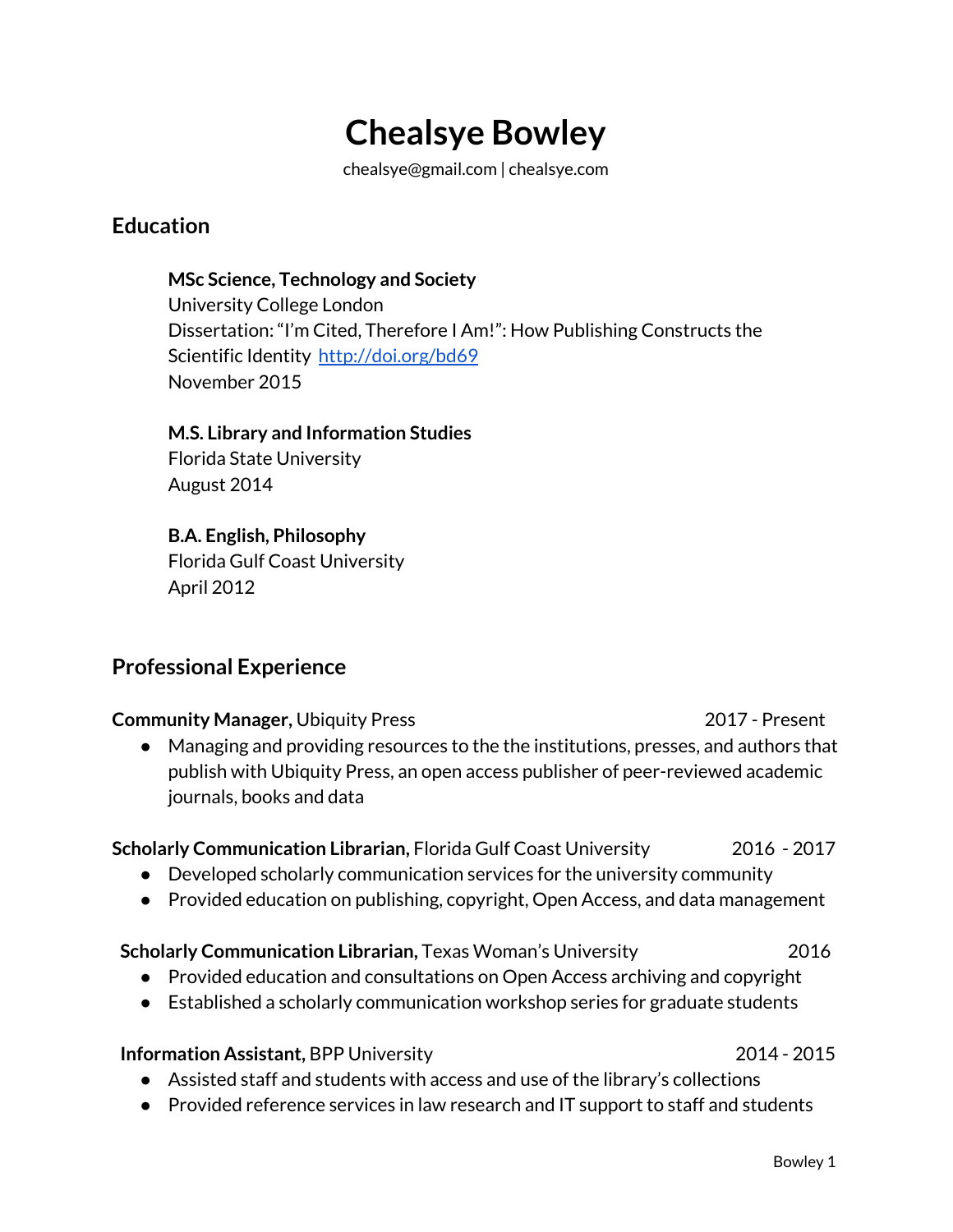# Chealsye Bowley

chealsye@gmail.com | chealsye.com

## Education

**MSc Science, Technology and Society**
University College London
Dissertation: "I'm Cited, Therefore I Am!": How Publishing Constructs the Scientific Identity [http://doi.org/bd69](http://doi.org/bd69)
November 2015

**M.S. Library and Information Studies**
Florida State University
August 2014

**B.A. English, Philosophy**
Florida Gulf Coast University
April 2012

## Professional Experience

**Community Manager,** Ubiquity Press — 2017 - Present

- Managing and providing resources to the the institutions, presses, and authors that publish with Ubiquity Press, an open access publisher of peer-reviewed academic journals, books and data

**Scholarly Communication Librarian,** Florida Gulf Coast University — 2016 - 2017

- Developed scholarly communication services for the university community
- Provided education on publishing, copyright, Open Access, and data management

**Scholarly Communication Librarian,** Texas Woman's University — 2016

- Provided education and consultations on Open Access archiving and copyright
- Established a scholarly communication workshop series for graduate students

**Information Assistant,** BPP University — 2014 - 2015

- Assisted staff and students with access and use of the library's collections
- Provided reference services in law research and IT support to staff and students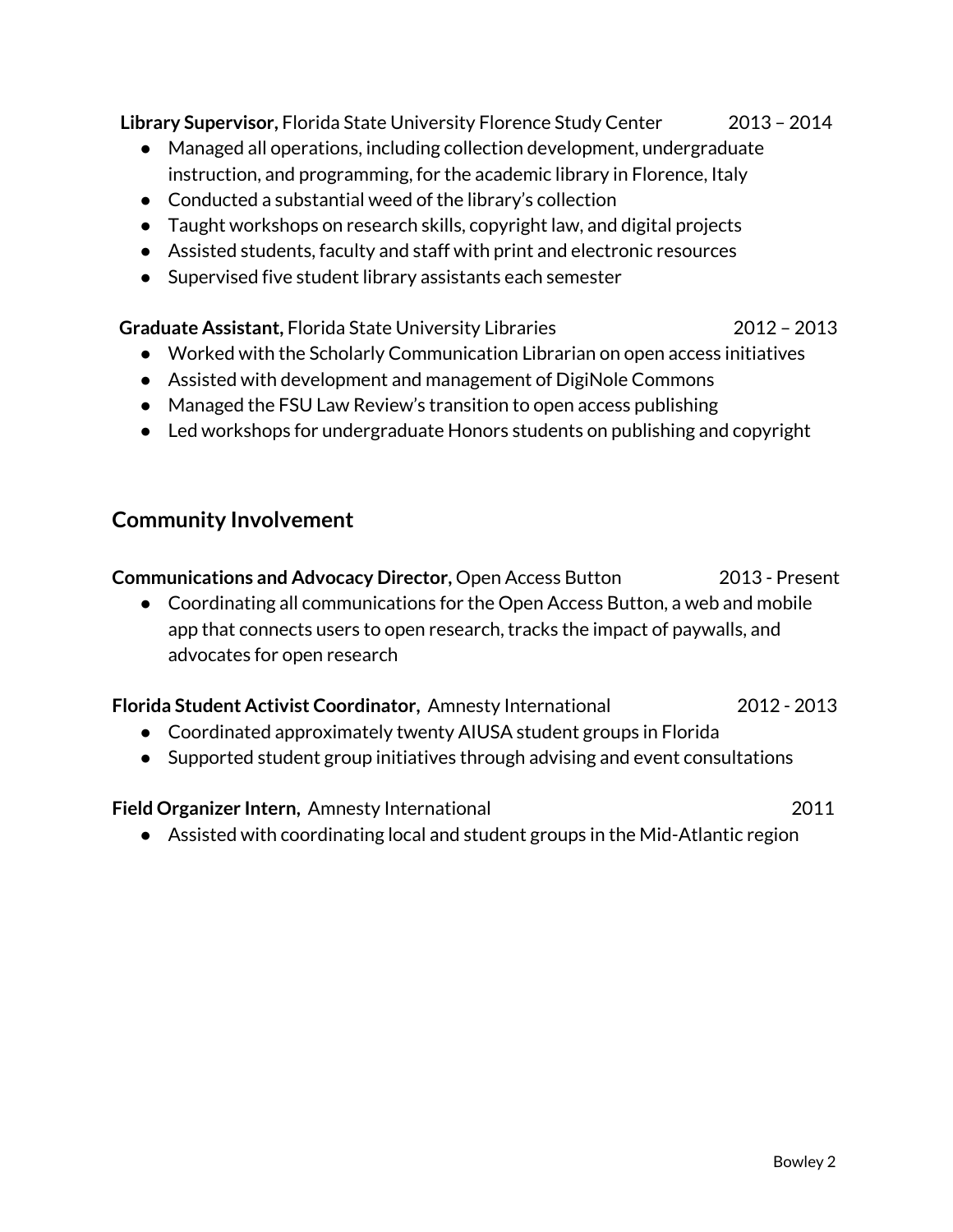**Library Supervisor,** Florida State University Florence Study Center 2013 – 2014

- Managed all operations, including collection development, undergraduate instruction, and programming, for the academic library in Florence, Italy
- Conducted a substantial weed of the library's collection
- Taught workshops on research skills, copyright law, and digital projects
- Assisted students, faculty and staff with print and electronic resources
- Supervised five student library assistants each semester

**Graduate Assistant,** Florida State University Libraries 2012 – 2013

- Worked with the Scholarly Communication Librarian on open access initiatives
- Assisted with development and management of DigiNole Commons
- Managed the FSU Law Review's transition to open access publishing
- Led workshops for undergraduate Honors students on publishing and copyright

## Community Involvement

**Communications and Advocacy Director,** Open Access Button 2013 - Present

- Coordinating all communications for the Open Access Button, a web and mobile app that connects users to open research, tracks the impact of paywalls, and advocates for open research

**Florida Student Activist Coordinator,** Amnesty International 2012 - 2013

- Coordinated approximately twenty AIUSA student groups in Florida
- Supported student group initiatives through advising and event consultations

**Field Organizer Intern,** Amnesty International 2011

- Assisted with coordinating local and student groups in the Mid-Atlantic region